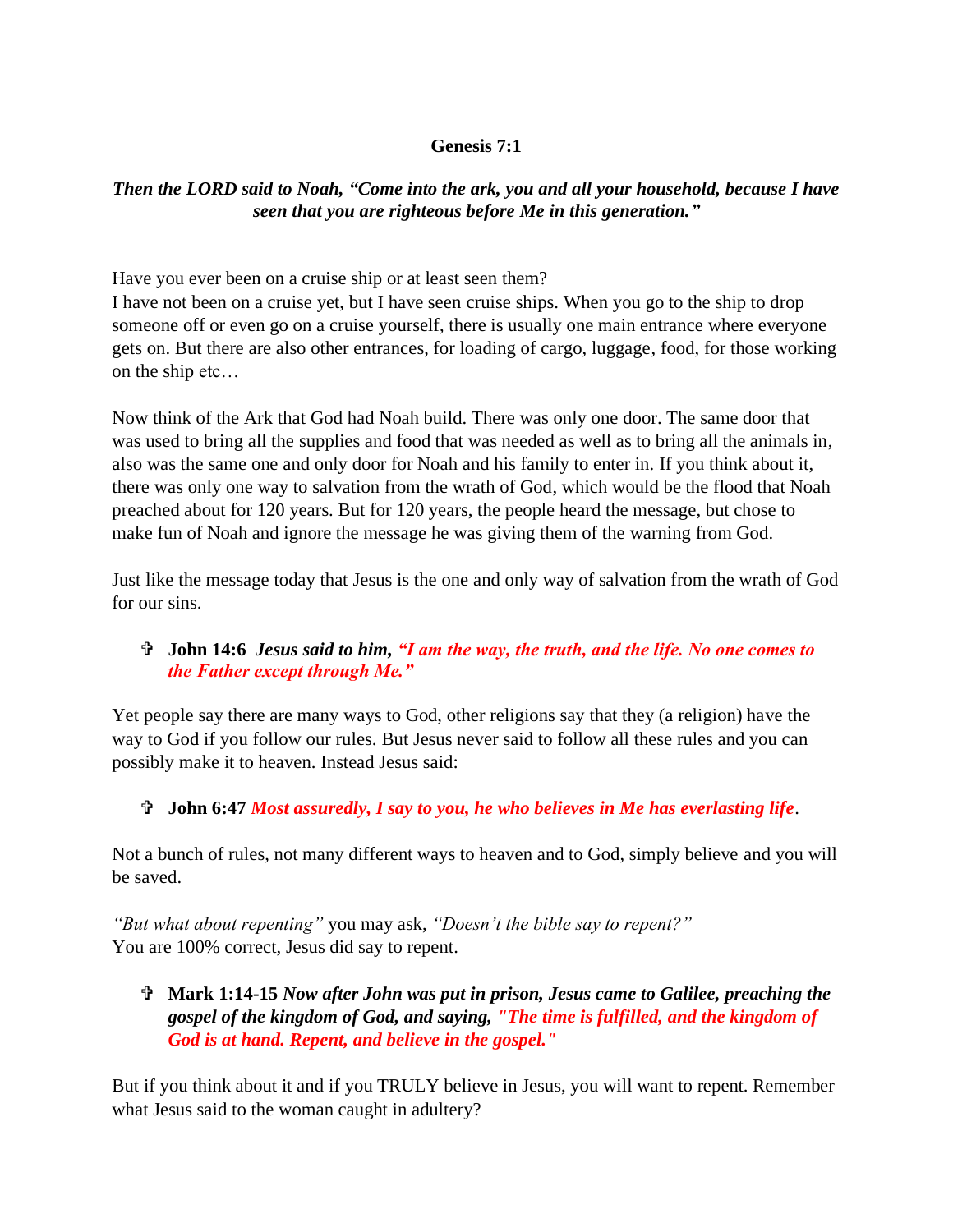**Genesis 7:1**

***Then the LORD said to Noah, "Come into the ark, you and all your household, because I have seen that you are righteous before Me in this generation."***

Have you ever been on a cruise ship or at least seen them?
I have not been on a cruise yet, but I have seen cruise ships. When you go to the ship to drop someone off or even go on a cruise yourself, there is usually one main entrance where everyone gets on. But there are also other entrances, for loading of cargo, luggage, food, for those working on the ship etc…

Now think of the Ark that God had Noah build. There was only one door. The same door that was used to bring all the supplies and food that was needed as well as to bring all the animals in, also was the same one and only door for Noah and his family to enter in. If you think about it, there was only one way to salvation from the wrath of God, which would be the flood that Noah preached about for 120 years. But for 120 years, the people heard the message, but chose to make fun of Noah and ignore the message he was giving them of the warning from God.

Just like the message today that Jesus is the one and only way of salvation from the wrath of God for our sins.

- ✞ **John 14:6** ***Jesus said to him, "I am the way, the truth, and the life. No one comes to the Father except through Me."***

Yet people say there are many ways to God, other religions say that they (a religion) have the way to God if you follow our rules. But Jesus never said to follow all these rules and you can possibly make it to heaven. Instead Jesus said:

- ✞ **John 6:47** ***Most assuredly, I say to you, he who believes in Me has everlasting life***.

Not a bunch of rules, not many different ways to heaven and to God, simply believe and you will be saved.

*"But what about repenting"* you may ask, *"Doesn't the bible say to repent?"*
You are 100% correct, Jesus did say to repent.

- ✞ **Mark 1:14-15** ***Now after John was put in prison, Jesus came to Galilee, preaching the gospel of the kingdom of God, and saying, "The time is fulfilled, and the kingdom of God is at hand. Repent, and believe in the gospel."***

But if you think about it and if you TRULY believe in Jesus, you will want to repent. Remember what Jesus said to the woman caught in adultery?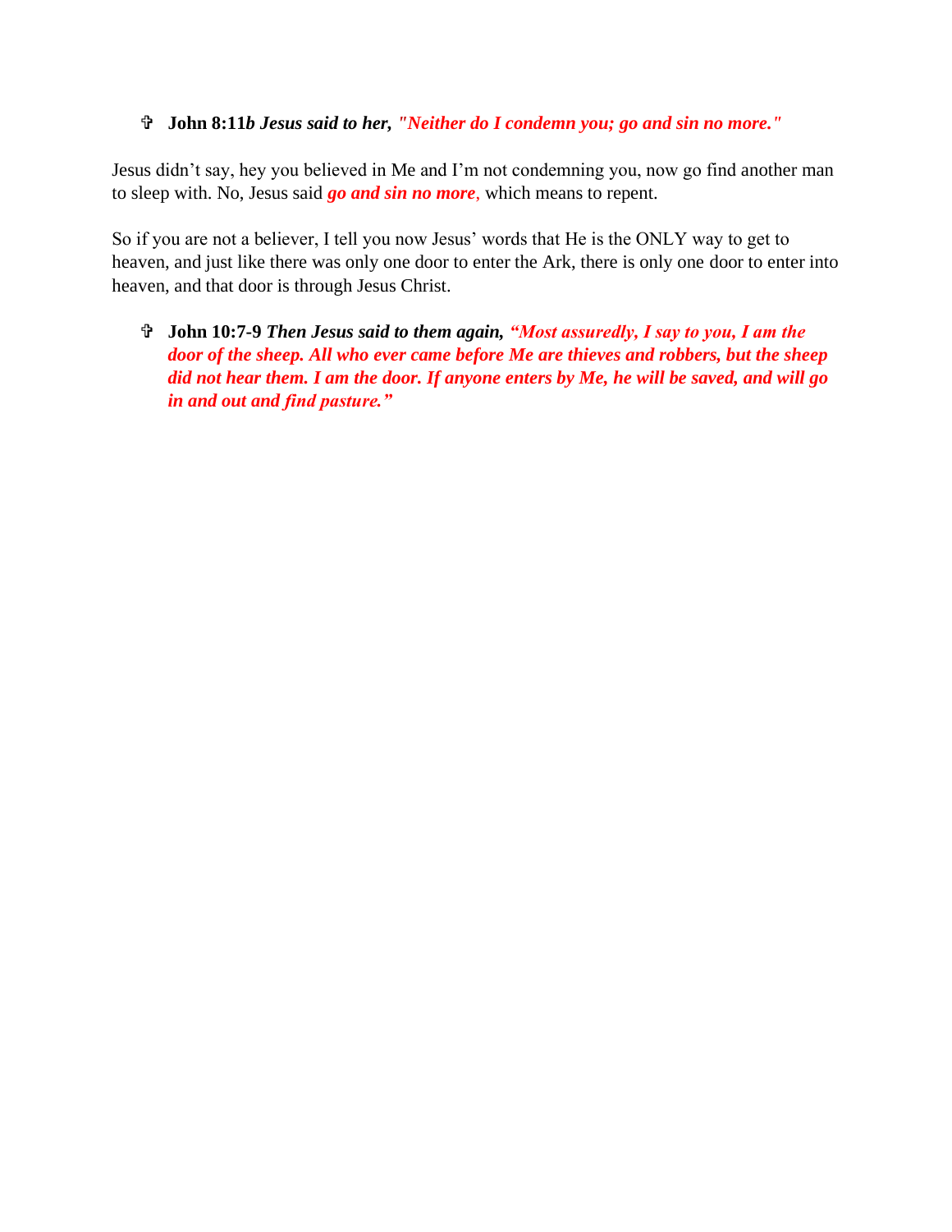- ✞ **John 8:11*b Jesus said to her,* *"Neither do I condemn you; go and sin no more."***

Jesus didn't say, hey you believed in Me and I'm not condemning you, now go find another man to sleep with. No, Jesus said ***go and sin no more***, which means to repent.

So if you are not a believer, I tell you now Jesus' words that He is the ONLY way to get to heaven, and just like there was only one door to enter the Ark, there is only one door to enter into heaven, and that door is through Jesus Christ.

- ✞ **John 10:7-9 *Then Jesus said to them again, "Most assuredly, I say to you, I am the door of the sheep. All who ever came before Me are thieves and robbers, but the sheep did not hear them. I am the door. If anyone enters by Me, he will be saved, and will go in and out and find pasture."***